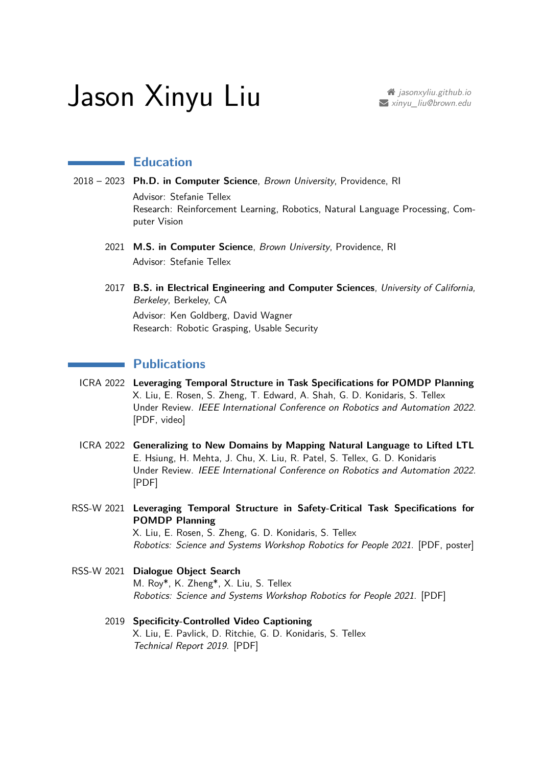# Jason Xinyu Liu

*jasonxyliu.github.io*
*xinyu_liu@brown.edu*

## Education

2018 – 2023 **Ph.D. in Computer Science**, *Brown University*, Providence, RI
Advisor: Stefanie Tellex
Research: Reinforcement Learning, Robotics, Natural Language Processing, Computer Vision

2021 **M.S. in Computer Science**, *Brown University*, Providence, RI
Advisor: Stefanie Tellex

2017 **B.S. in Electrical Engineering and Computer Sciences**, *University of California, Berkeley*, Berkeley, CA
Advisor: Ken Goldberg, David Wagner
Research: Robotic Grasping, Usable Security

## Publications

ICRA 2022 **Leveraging Temporal Structure in Task Specifications for POMDP Planning**
X. Liu, E. Rosen, S. Zheng, T. Edward, A. Shah, G. D. Konidaris, S. Tellex
Under Review. *IEEE International Conference on Robotics and Automation 2022*.
[PDF, video]

ICRA 2022 **Generalizing to New Domains by Mapping Natural Language to Lifted LTL**
E. Hsiung, H. Mehta, J. Chu, X. Liu, R. Patel, S. Tellex, G. D. Konidaris
Under Review. *IEEE International Conference on Robotics and Automation 2022*.
[PDF]

RSS-W 2021 **Leveraging Temporal Structure in Safety-Critical Task Specifications for POMDP Planning**
X. Liu, E. Rosen, S. Zheng, G. D. Konidaris, S. Tellex
*Robotics: Science and Systems Workshop Robotics for People 2021*. [PDF, poster]

RSS-W 2021 **Dialogue Object Search**
M. Roy*, K. Zheng*, X. Liu, S. Tellex
*Robotics: Science and Systems Workshop Robotics for People 2021*. [PDF]

2019 **Specificity-Controlled Video Captioning**
X. Liu, E. Pavlick, D. Ritchie, G. D. Konidaris, S. Tellex
*Technical Report 2019*. [PDF]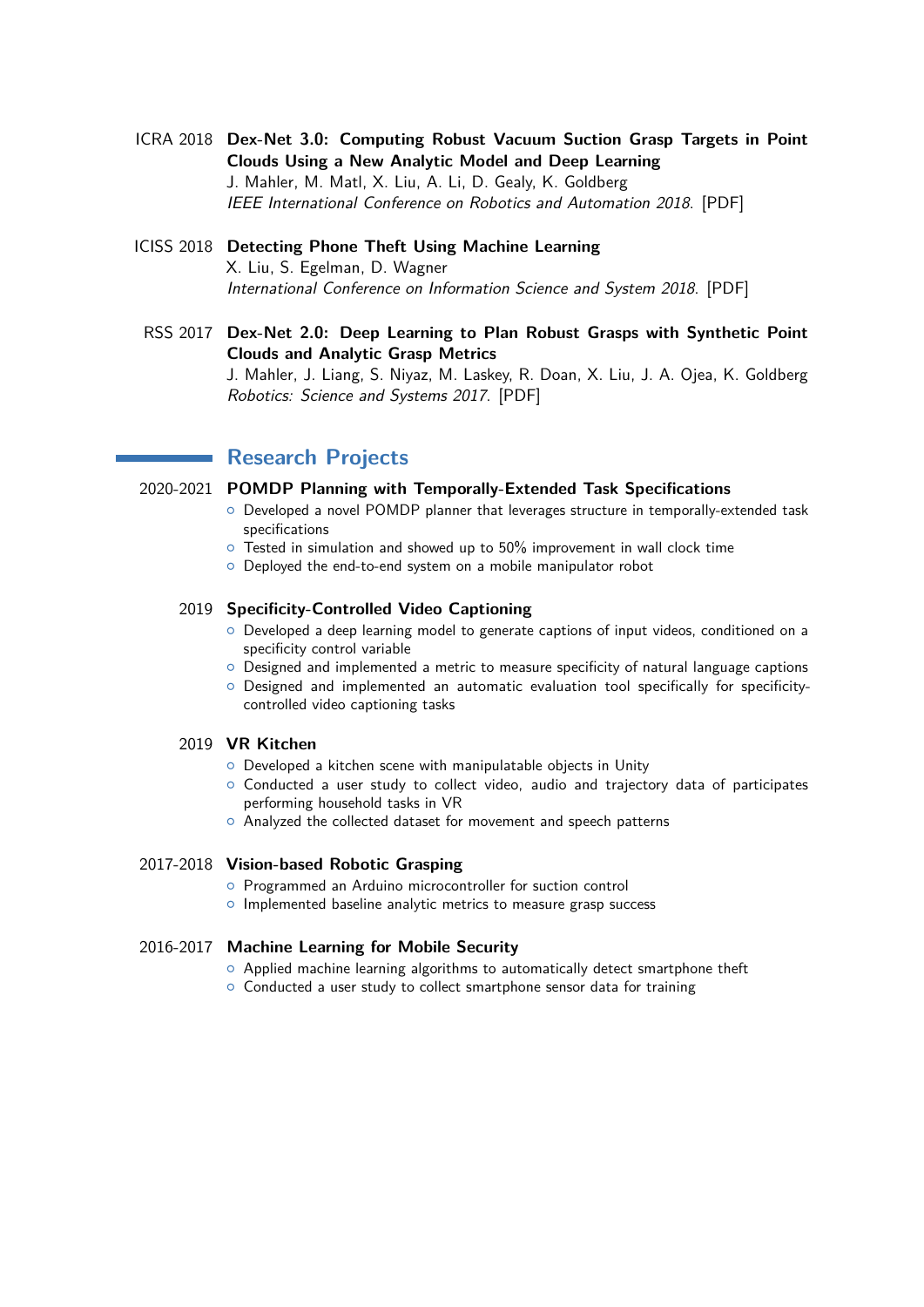ICRA 2018 **Dex-Net 3.0: Computing Robust Vacuum Suction Grasp Targets in Point Clouds Using a New Analytic Model and Deep Learning**
J. Mahler, M. Matl, X. Liu, A. Li, D. Gealy, K. Goldberg
*IEEE International Conference on Robotics and Automation 2018.* [PDF]

ICISS 2018 **Detecting Phone Theft Using Machine Learning**
X. Liu, S. Egelman, D. Wagner
*International Conference on Information Science and System 2018.* [PDF]

RSS 2017 **Dex-Net 2.0: Deep Learning to Plan Robust Grasps with Synthetic Point Clouds and Analytic Grasp Metrics**
J. Mahler, J. Liang, S. Niyaz, M. Laskey, R. Doan, X. Liu, J. A. Ojea, K. Goldberg
*Robotics: Science and Systems 2017.* [PDF]

## Research Projects

2020-2021 **POMDP Planning with Temporally-Extended Task Specifications**

- Developed a novel POMDP planner that leverages structure in temporally-extended task specifications
- Tested in simulation and showed up to 50% improvement in wall clock time
- Deployed the end-to-end system on a mobile manipulator robot

2019 **Specificity-Controlled Video Captioning**

- Developed a deep learning model to generate captions of input videos, conditioned on a specificity control variable
- Designed and implemented a metric to measure specificity of natural language captions
- Designed and implemented an automatic evaluation tool specifically for specificity-controlled video captioning tasks

2019 **VR Kitchen**

- Developed a kitchen scene with manipulatable objects in Unity
- Conducted a user study to collect video, audio and trajectory data of participates performing household tasks in VR
- Analyzed the collected dataset for movement and speech patterns

2017-2018 **Vision-based Robotic Grasping**

- Programmed an Arduino microcontroller for suction control
- Implemented baseline analytic metrics to measure grasp success

2016-2017 **Machine Learning for Mobile Security**

- Applied machine learning algorithms to automatically detect smartphone theft
- Conducted a user study to collect smartphone sensor data for training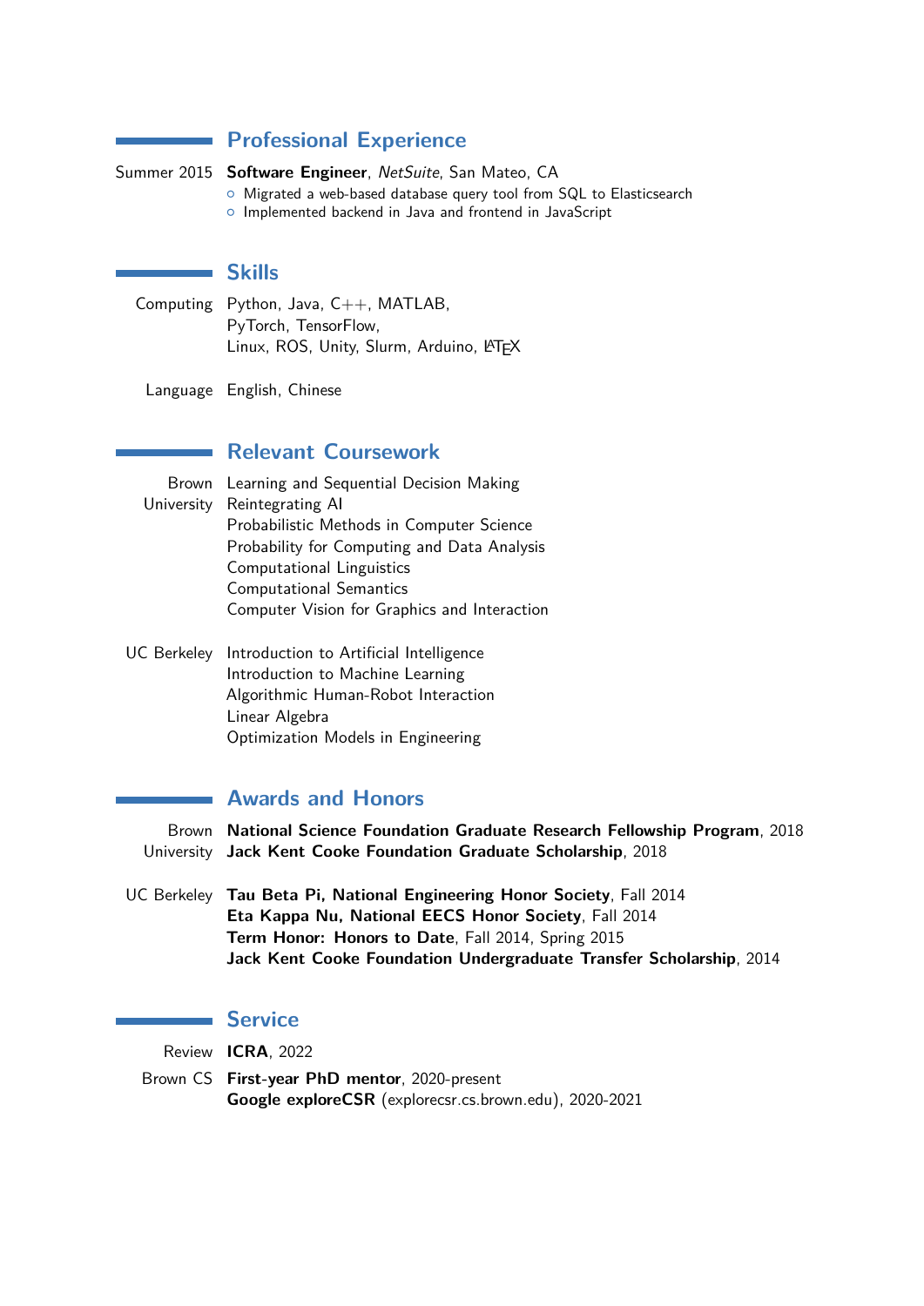## Professional Experience

Summer 2015 **Software Engineer**, *NetSuite*, San Mateo, CA
- Migrated a web-based database query tool from SQL to Elasticsearch
- Implemented backend in Java and frontend in JavaScript

## Skills

Computing: Python, Java, C++, MATLAB,
PyTorch, TensorFlow,
Linux, ROS, Unity, Slurm, Arduino, LaTeX

Language: English, Chinese

## Relevant Coursework

Brown University:
Learning and Sequential Decision Making
Reintegrating AI
Probabilistic Methods in Computer Science
Probability for Computing and Data Analysis
Computational Linguistics
Computational Semantics
Computer Vision for Graphics and Interaction

UC Berkeley:
Introduction to Artificial Intelligence
Introduction to Machine Learning
Algorithmic Human-Robot Interaction
Linear Algebra
Optimization Models in Engineering

## Awards and Honors

Brown University:
**National Science Foundation Graduate Research Fellowship Program**, 2018
**Jack Kent Cooke Foundation Graduate Scholarship**, 2018

UC Berkeley:
**Tau Beta Pi, National Engineering Honor Society**, Fall 2014
**Eta Kappa Nu, National EECS Honor Society**, Fall 2014
**Term Honor: Honors to Date**, Fall 2014, Spring 2015
**Jack Kent Cooke Foundation Undergraduate Transfer Scholarship**, 2014

## Service

Review: **ICRA**, 2022

Brown CS:
**First-year PhD mentor**, 2020-present
**Google exploreCSR** (explorecsr.cs.brown.edu), 2020-2021